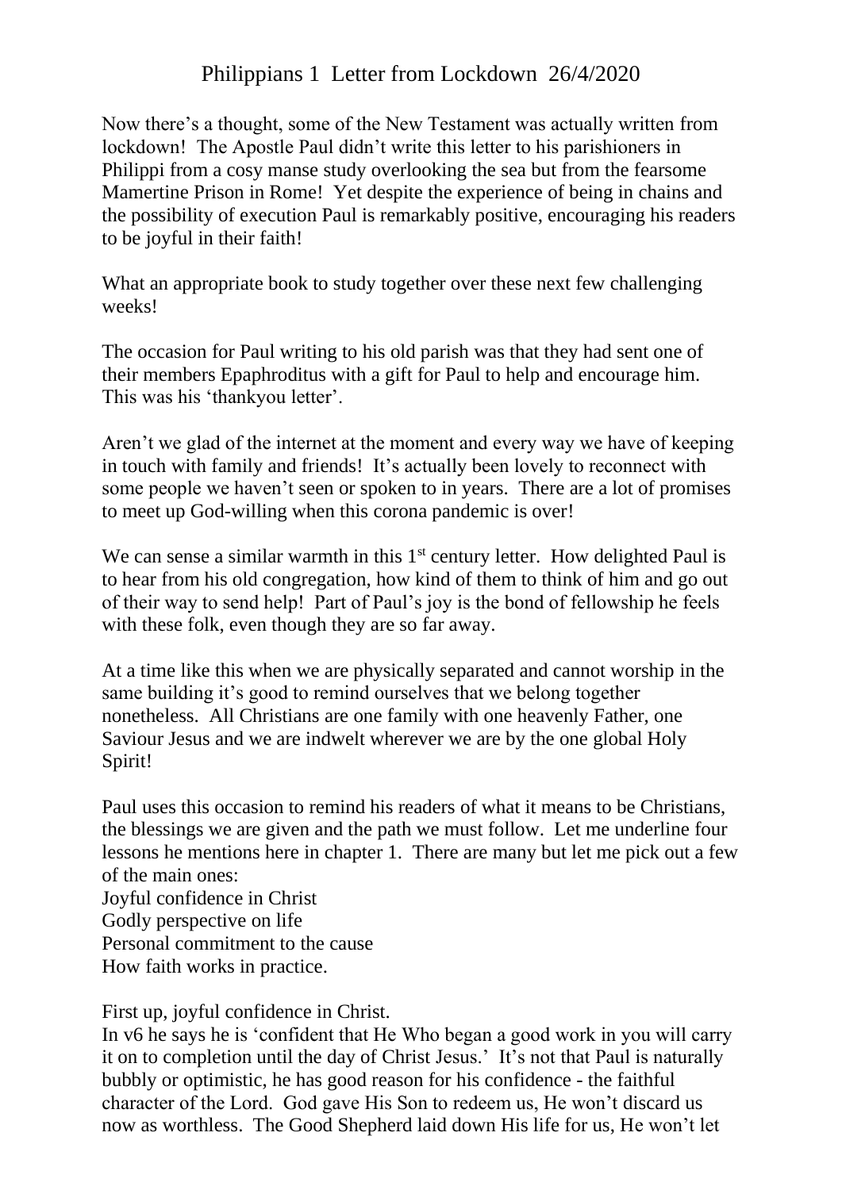# Philippians 1 Letter from Lockdown 26/4/2020

Now there's a thought, some of the New Testament was actually written from lockdown! The Apostle Paul didn't write this letter to his parishioners in Philippi from a cosy manse study overlooking the sea but from the fearsome Mamertine Prison in Rome! Yet despite the experience of being in chains and the possibility of execution Paul is remarkably positive, encouraging his readers to be joyful in their faith!

What an appropriate book to study together over these next few challenging weeks!

The occasion for Paul writing to his old parish was that they had sent one of their members Epaphroditus with a gift for Paul to help and encourage him. This was his 'thankyou letter'.

Aren't we glad of the internet at the moment and every way we have of keeping in touch with family and friends! It's actually been lovely to reconnect with some people we haven't seen or spoken to in years. There are a lot of promises to meet up God-willing when this corona pandemic is over!

We can sense a similar warmth in this 1st century letter. How delighted Paul is to hear from his old congregation, how kind of them to think of him and go out of their way to send help! Part of Paul's joy is the bond of fellowship he feels with these folk, even though they are so far away.

At a time like this when we are physically separated and cannot worship in the same building it's good to remind ourselves that we belong together nonetheless. All Christians are one family with one heavenly Father, one Saviour Jesus and we are indwelt wherever we are by the one global Holy Spirit!

Paul uses this occasion to remind his readers of what it means to be Christians, the blessings we are given and the path we must follow. Let me underline four lessons he mentions here in chapter 1. There are many but let me pick out a few of the main ones:

Joyful confidence in Christ
Godly perspective on life
Personal commitment to the cause
How faith works in practice.

First up, joyful confidence in Christ.
In v6 he says he is 'confident that He Who began a good work in you will carry it on to completion until the day of Christ Jesus.' It's not that Paul is naturally bubbly or optimistic, he has good reason for his confidence - the faithful character of the Lord. God gave His Son to redeem us, He won't discard us now as worthless. The Good Shepherd laid down His life for us, He won't let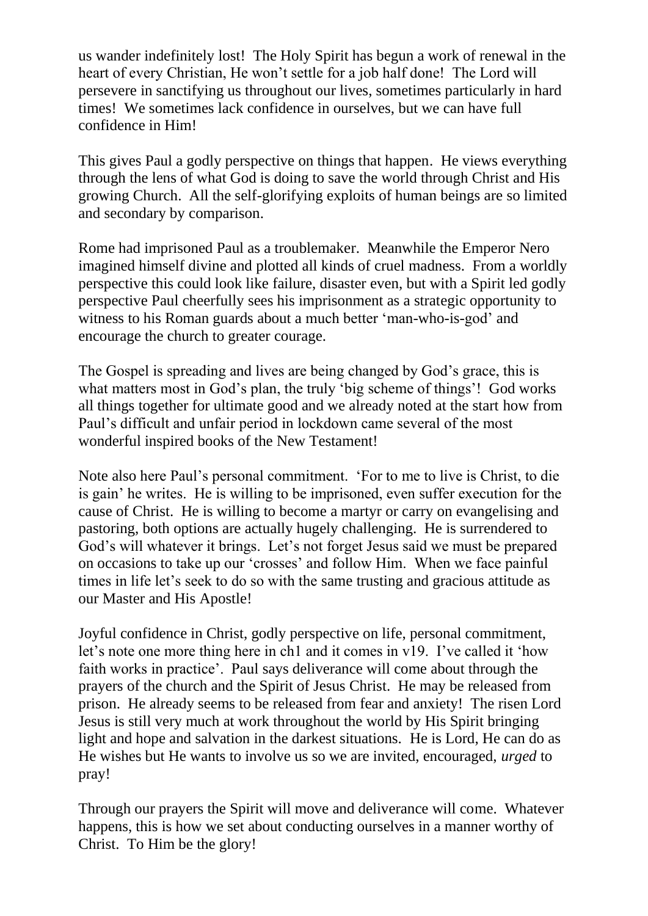us wander indefinitely lost! The Holy Spirit has begun a work of renewal in the heart of every Christian, He won't settle for a job half done! The Lord will persevere in sanctifying us throughout our lives, sometimes particularly in hard times! We sometimes lack confidence in ourselves, but we can have full confidence in Him!

This gives Paul a godly perspective on things that happen. He views everything through the lens of what God is doing to save the world through Christ and His growing Church. All the self-glorifying exploits of human beings are so limited and secondary by comparison.

Rome had imprisoned Paul as a troublemaker. Meanwhile the Emperor Nero imagined himself divine and plotted all kinds of cruel madness. From a worldly perspective this could look like failure, disaster even, but with a Spirit led godly perspective Paul cheerfully sees his imprisonment as a strategic opportunity to witness to his Roman guards about a much better 'man-who-is-god' and encourage the church to greater courage.

The Gospel is spreading and lives are being changed by God's grace, this is what matters most in God's plan, the truly 'big scheme of things'! God works all things together for ultimate good and we already noted at the start how from Paul's difficult and unfair period in lockdown came several of the most wonderful inspired books of the New Testament!

Note also here Paul's personal commitment. 'For to me to live is Christ, to die is gain' he writes. He is willing to be imprisoned, even suffer execution for the cause of Christ. He is willing to become a martyr or carry on evangelising and pastoring, both options are actually hugely challenging. He is surrendered to God's will whatever it brings. Let's not forget Jesus said we must be prepared on occasions to take up our 'crosses' and follow Him. When we face painful times in life let's seek to do so with the same trusting and gracious attitude as our Master and His Apostle!

Joyful confidence in Christ, godly perspective on life, personal commitment, let's note one more thing here in ch1 and it comes in v19. I've called it 'how faith works in practice'. Paul says deliverance will come about through the prayers of the church and the Spirit of Jesus Christ. He may be released from prison. He already seems to be released from fear and anxiety! The risen Lord Jesus is still very much at work throughout the world by His Spirit bringing light and hope and salvation in the darkest situations. He is Lord, He can do as He wishes but He wants to involve us so we are invited, encouraged, *urged* to pray!

Through our prayers the Spirit will move and deliverance will come. Whatever happens, this is how we set about conducting ourselves in a manner worthy of Christ. To Him be the glory!